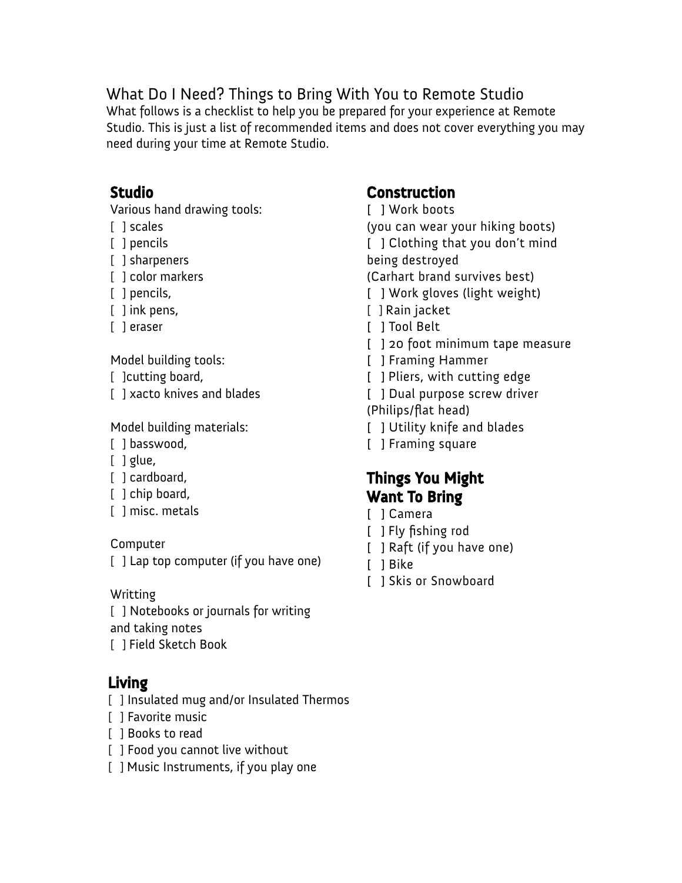# What Do I Need? Things to Bring With You to Remote Studio

What follows is a checklist to help you be prepared for your experience at Remote Studio. This is just a list of recommended items and does not cover everything you may need during your time at Remote Studio.

## Studio

Various hand drawing tools:
- [ ] scales
- [ ] pencils
- [ ] sharpeners
- [ ] color markers
- [ ] pencils,
- [ ] ink pens,
- [ ] eraser

Model building tools:
- [ ]cutting board,
- [ ] xacto knives and blades

Model building materials:
- [ ] basswood,
- [ ] glue,
- [ ] cardboard,
- [ ] chip board,
- [ ] misc. metals

Computer
- [ ] Lap top computer (if you have one)

Writting
- [ ] Notebooks or journals for writing and taking notes
- [ ] Field Sketch Book

## Living

- [ ] Insulated mug and/or Insulated Thermos
- [ ] Favorite music
- [ ] Books to read
- [ ] Food you cannot live without
- [ ] Music Instruments, if you play one

## Construction

- [ ] Work boots (you can wear your hiking boots)
- [ ] Clothing that you don't mind being destroyed (Carhart brand survives best)
- [ ] Work gloves (light weight)
- [ ] Rain jacket
- [ ] Tool Belt
- [ ] 20 foot minimum tape measure
- [ ] Framing Hammer
- [ ] Pliers, with cutting edge
- [ ] Dual purpose screw driver (Philips/flat head)
- [ ] Utility knife and blades
- [ ] Framing square

## Things You Might Want To Bring

- [ ] Camera
- [ ] Fly fishing rod
- [ ] Raft (if you have one)
- [ ] Bike
- [ ] Skis or Snowboard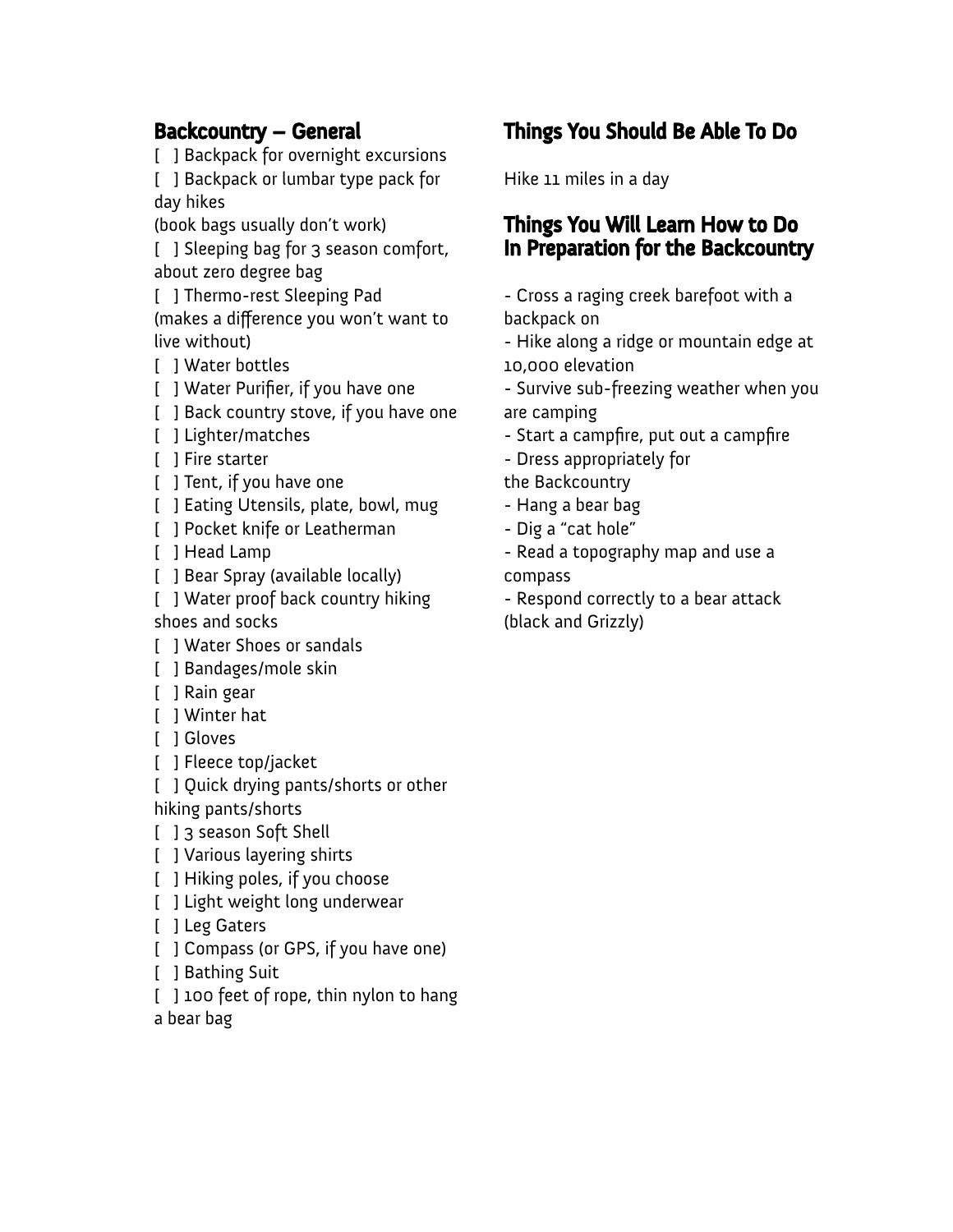## Backcountry – General

- [ ] Backpack for overnight excursions
- [ ] Backpack or lumbar type pack for day hikes
(book bags usually don't work)
- [ ] Sleeping bag for 3 season comfort, about zero degree bag
- [ ] Thermo-rest Sleeping Pad
(makes a difference you won't want to live without)
- [ ] Water bottles
- [ ] Water Purifier, if you have one
- [ ] Back country stove, if you have one
- [ ] Lighter/matches
- [ ] Fire starter
- [ ] Tent, if you have one
- [ ] Eating Utensils, plate, bowl, mug
- [ ] Pocket knife or Leatherman
- [ ] Head Lamp
- [ ] Bear Spray (available locally)
- [ ] Water proof back country hiking shoes and socks
- [ ] Water Shoes or sandals
- [ ] Bandages/mole skin
- [ ] Rain gear
- [ ] Winter hat
- [ ] Gloves
- [ ] Fleece top/jacket
- [ ] Quick drying pants/shorts or other hiking pants/shorts
- [ ] 3 season Soft Shell
- [ ] Various layering shirts
- [ ] Hiking poles, if you choose
- [ ] Light weight long underwear
- [ ] Leg Gaters
- [ ] Compass (or GPS, if you have one)
- [ ] Bathing Suit
- [ ] 100 feet of rope, thin nylon to hang a bear bag

## Things You Should Be Able To Do

Hike 11 miles in a day

## Things You Will Learn How to Do In Preparation for the Backcountry

- Cross a raging creek barefoot with a backpack on
- Hike along a ridge or mountain edge at 10,000 elevation
- Survive sub-freezing weather when you are camping
- Start a campfire, put out a campfire
- Dress appropriately for the Backcountry
- Hang a bear bag
- Dig a "cat hole"
- Read a topography map and use a compass
- Respond correctly to a bear attack (black and Grizzly)